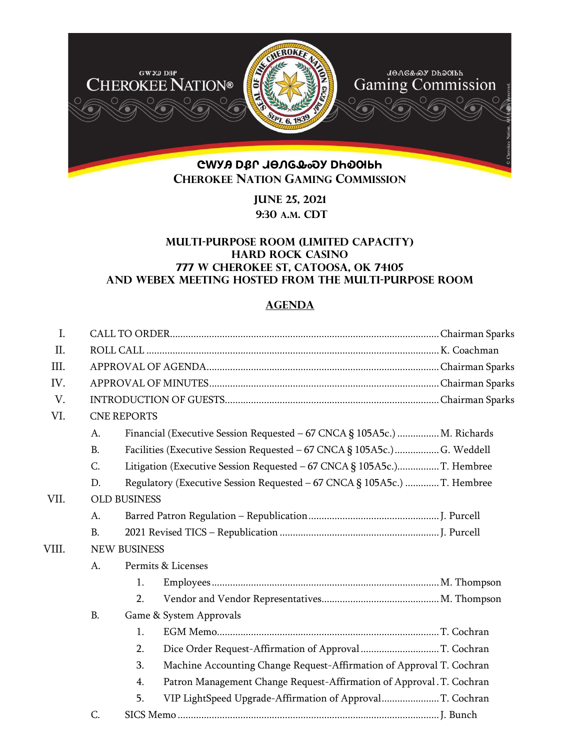ᏣᎳᎩ ᎠᏰᎵ ᏗᎾᏁᎶᏍᎩ ᎠᏂᎧᎾᏂ
**CHEROKEE NATION GAMING COMMISSION**

**JUNE 25, 2021**
**9:30 A.M. CDT**

**MULTI-PURPOSE ROOM (LIMITED CAPACITY)**
**HARD ROCK CASINO**
**777 W CHEROKEE ST, CATOOSA, OK 74105**
**AND WEBEX MEETING HOSTED FROM THE MULTI-PURPOSE ROOM**

## AGENDA

I. CALL TO ORDER .................................................. Chairman Sparks

II. ROLL CALL .................................................. K. Coachman

III. APPROVAL OF AGENDA .................................................. Chairman Sparks

IV. APPROVAL OF MINUTES .................................................. Chairman Sparks

V. INTRODUCTION OF GUESTS .................................................. Chairman Sparks

VI. CNE REPORTS

- A. Financial (Executive Session Requested – 67 CNCA § 105A5c.) ................ M. Richards
- B. Facilities (Executive Session Requested – 67 CNCA § 105A5c.) ................ G. Weddell
- C. Litigation (Executive Session Requested – 67 CNCA § 105A5c.) ................ T. Hembree
- D. Regulatory (Executive Session Requested – 67 CNCA § 105A5c.) ................ T. Hembree

VII. OLD BUSINESS

- A. Barred Patron Regulation – Republication .................................................. J. Purcell
- B. 2021 Revised TICS – Republication .................................................. J. Purcell

VIII. NEW BUSINESS

- A. Permits & Licenses
  1. Employees .................................................. M. Thompson
  2. Vendor and Vendor Representatives .................................................. M. Thompson
- B. Game & System Approvals
  1. EGM Memo .................................................. T. Cochran
  2. Dice Order Request-Affirmation of Approval .................................................. T. Cochran
  3. Machine Accounting Change Request-Affirmation of Approval T. Cochran
  4. Patron Management Change Request-Affirmation of Approval . T. Cochran
  5. VIP LightSpeed Upgrade-Affirmation of Approval .................................................. T. Cochran
- C. SICS Memo .................................................. J. Bunch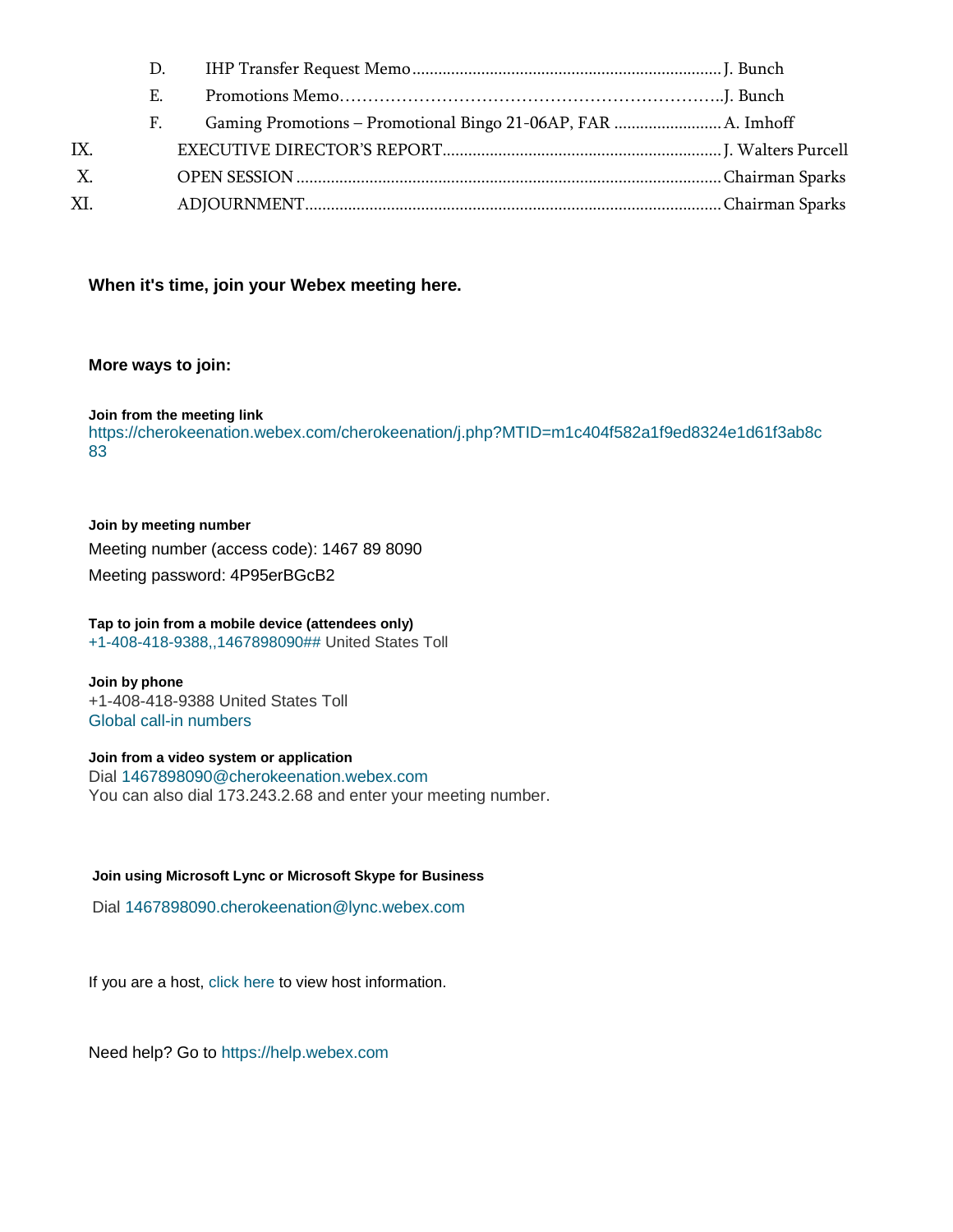D. IHP Transfer Request Memo ........................................................................ J. Bunch

E. Promotions Memo……………………………………………………………..J. Bunch

F. Gaming Promotions – Promotional Bingo 21-06AP, FAR ......................... A. Imhoff

IX. EXECUTIVE DIRECTOR'S REPORT ................................................................. J. Walters Purcell

X. OPEN SESSION .................................................................................................. Chairman Sparks

XI. ADJOURNMENT ................................................................................................ Chairman Sparks

**When it's time, join your Webex meeting here.**

**More ways to join:**

**Join from the meeting link**

https://cherokeenation.webex.com/cherokeenation/j.php?MTID=m1c404f582a1f9ed8324e1d61f3ab8c83

**Join by meeting number**

Meeting number (access code): 1467 89 8090

Meeting password: 4P95erBGcB2

**Tap to join from a mobile device (attendees only)**

+1-408-418-9388,,1467898090## United States Toll

**Join by phone**

+1-408-418-9388 United States Toll

Global call-in numbers

**Join from a video system or application**

Dial 1467898090@cherokeenation.webex.com

You can also dial 173.243.2.68 and enter your meeting number.

**Join using Microsoft Lync or Microsoft Skype for Business**

Dial 1467898090.cherokeenation@lync.webex.com

If you are a host, click here to view host information.

Need help? Go to https://help.webex.com